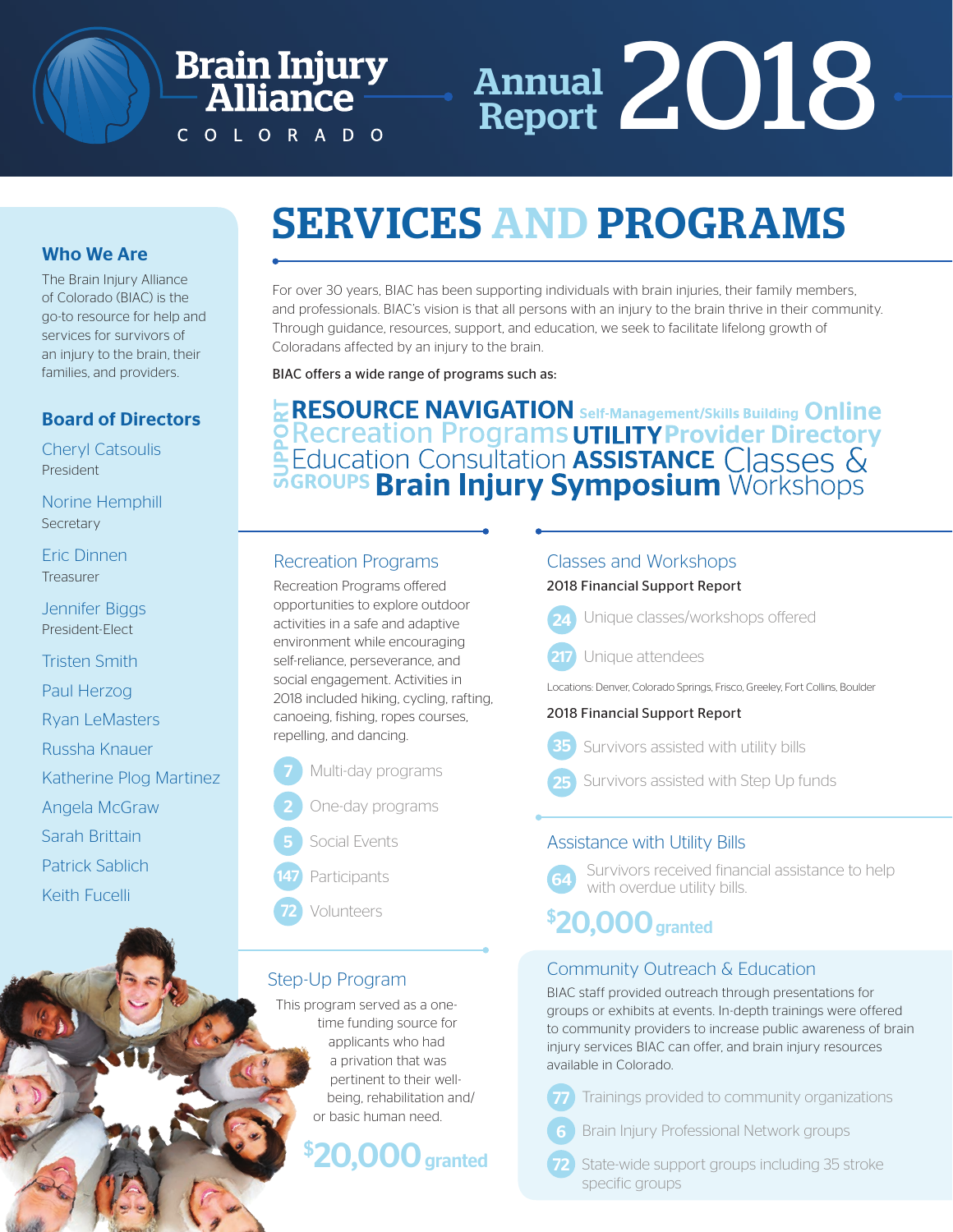# Brain Injury Alliance COLORADO Annual Report 2018

## Who We Are

The Brain Injury Alliance of Colorado (BIAC) is the go-to resource for help and services for survivors of an injury to the brain, their families, and providers.

## Board of Directors

Cheryl Catsoulis
President

Norine Hemphill
Secretary

Eric Dinnen
Treasurer

Jennifer Biggs
President-Elect

Tristen Smith

Paul Herzog

Ryan LeMasters

Russha Knauer

Katherine Plog Martinez

Angela McGraw

Sarah Brittain

Patrick Sablich

Keith Fucelli

# SERVICES AND PROGRAMS

For over 30 years, BIAC has been supporting individuals with brain injuries, their family members, and professionals. BIAC's vision is that all persons with an injury to the brain thrive in their community. Through guidance, resources, support, and education, we seek to facilitate lifelong growth of Coloradans affected by an injury to the brain.

BIAC offers a wide range of programs such as:

SUPPORT RESOURCE NAVIGATION Self-Management/Skills Building Online Recreation Programs UTILITY Provider Directory Education Consultation ASSISTANCE Classes & GROUPS Brain Injury Symposium Workshops

## Recreation Programs

Recreation Programs offered opportunities to explore outdoor activities in a safe and adaptive environment while encouraging self-reliance, perseverance, and social engagement. Activities in 2018 included hiking, cycling, rafting, canoeing, fishing, ropes courses, repelling, and dancing.

- **7** Multi-day programs
- **2** One-day programs
- **5** Social Events
- **147** Participants
- **72** Volunteers

## Step-Up Program

This program served as a one-time funding source for applicants who had a privation that was pertinent to their well-being, rehabilitation and/or basic human need.

**$20,000 granted**

## Classes and Workshops

2018 Financial Support Report

- **24** Unique classes/workshops offered
- **217** Unique attendees

Locations: Denver, Colorado Springs, Frisco, Greeley, Fort Collins, Boulder

2018 Financial Support Report

- **35** Survivors assisted with utility bills
- **25** Survivors assisted with Step Up funds

## Assistance with Utility Bills

- **64** Survivors received financial assistance to help with overdue utility bills.

**$20,000 granted**

## Community Outreach & Education

BIAC staff provided outreach through presentations for groups or exhibits at events. In-depth trainings were offered to community providers to increase public awareness of brain injury services BIAC can offer, and brain injury resources available in Colorado.

- **77** Trainings provided to community organizations
- **6** Brain Injury Professional Network groups
- **72** State-wide support groups including 35 stroke specific groups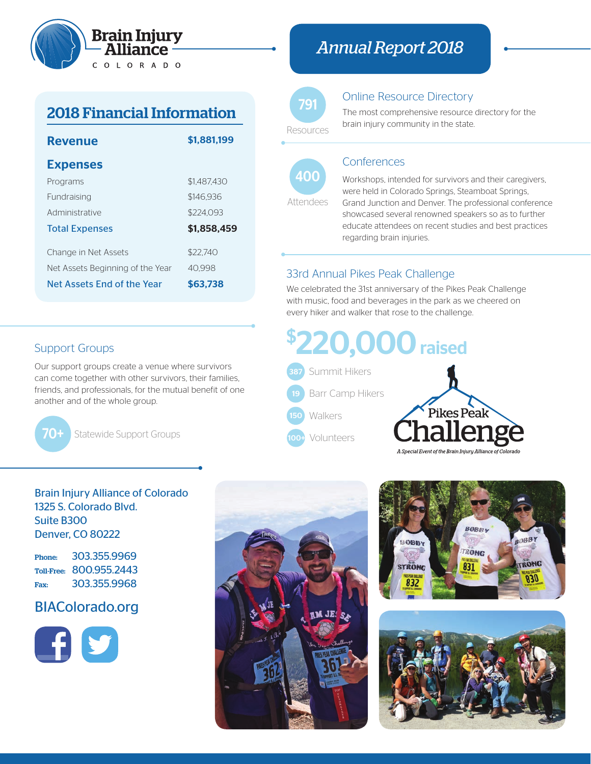Brain Injury Alliance
COLORADO

# Annual Report 2018

## 2018 Financial Information

| | |
|---|---|
| **Revenue** | **$1,881,199** |
| **Expenses** | |
| Programs | $1,487,430 |
| Fundraising | $146,936 |
| Administrative | $224,093 |
| **Total Expenses** | **$1,858,459** |
| Change in Net Assets | $22,740 |
| Net Assets Beginning of the Year | 40,998 |
| **Net Assets End of the Year** | **$63,738** |

## Support Groups

Our support groups create a venue where survivors can come together with other survivors, their families, friends, and professionals, for the mutual benefit of one another and of the whole group.

**70+** Statewide Support Groups

## Online Resource Directory

**791** Resources

The most comprehensive resource directory for the brain injury community in the state.

## Conferences

**400** Attendees

Workshops, intended for survivors and their caregivers, were held in Colorado Springs, Steamboat Springs, Grand Junction and Denver. The professional conference showcased several renowned speakers so as to further educate attendees on recent studies and best practices regarding brain injuries.

## 33rd Annual Pikes Peak Challenge

We celebrated the 31st anniversary of the Pikes Peak Challenge with music, food and beverages in the park as we cheered on every hiker and walker that rose to the challenge.

**$220,000 raised**

- **387** Summit Hikers
- **19** Barr Camp Hikers
- **150** Walkers
- **100+** Volunteers

Pikes Peak Challenge
*A Special Event of the Brain Injury Alliance of Colorado*

Brain Injury Alliance of Colorado
1325 S. Colorado Blvd.
Suite B300
Denver, CO 80222

**Phone:** 303.355.9969
**Toll-Free:** 800.955.2443
**Fax:** 303.355.9968

BIAColorado.org